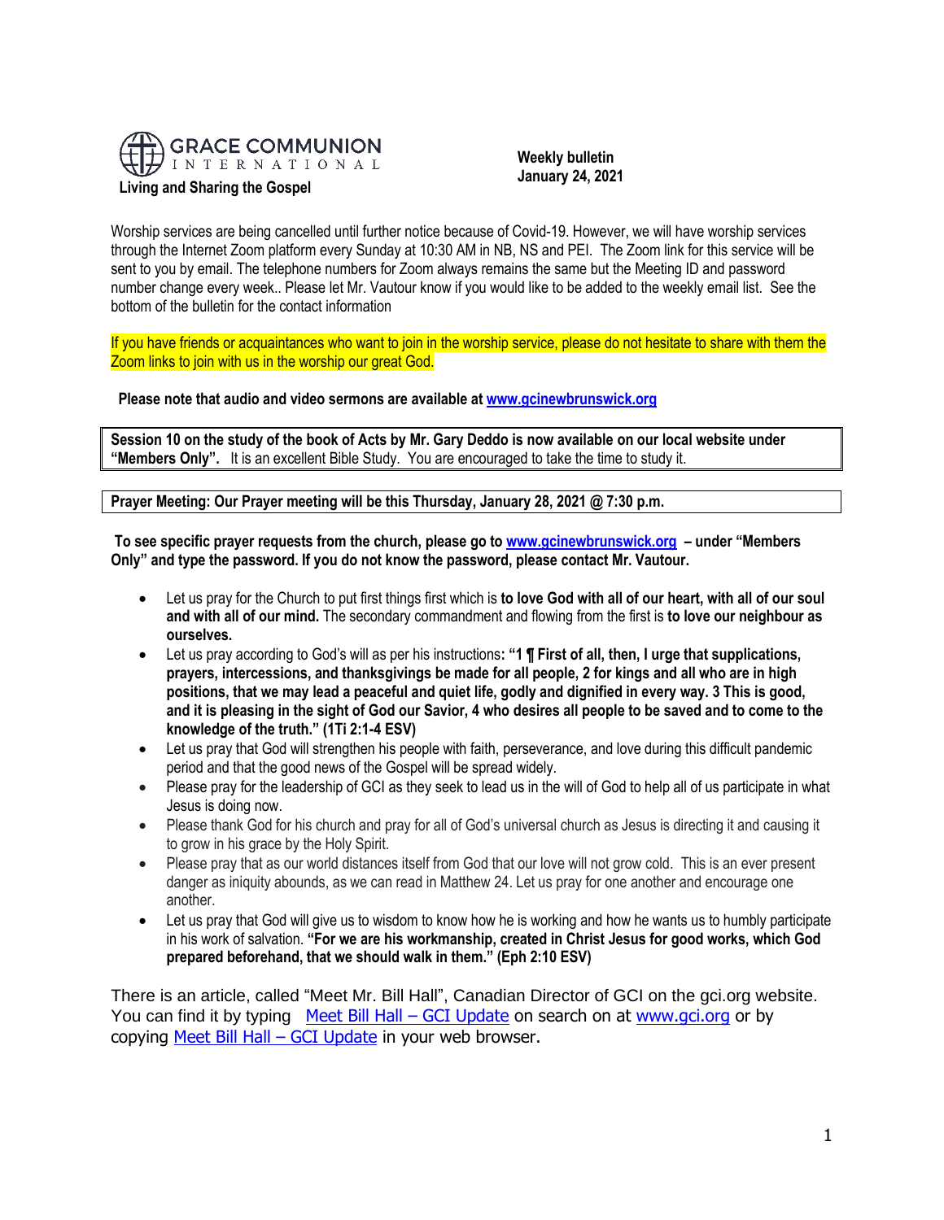GRACE COMMUNION INTERNATIONAL

**Living and Sharing the Gospel**

**Weekly bulletin**
**January 24, 2021**

Worship services are being cancelled until further notice because of Covid-19. However, we will have worship services through the Internet Zoom platform every Sunday at 10:30 AM in NB, NS and PEI. The Zoom link for this service will be sent to you by email. The telephone numbers for Zoom always remains the same but the Meeting ID and password number change every week.. Please let Mr. Vautour know if you would like to be added to the weekly email list. See the bottom of the bulletin for the contact information

If you have friends or acquaintances who want to join in the worship service, please do not hesitate to share with them the Zoom links to join with us in the worship our great God.

**Please note that audio and video sermons are available at [www.gcinewbrunswick.org](http://www.gcinewbrunswick.org)**

**Session 10 on the study of the book of Acts by Mr. Gary Deddo is now available on our local website under "Members Only".** It is an excellent Bible Study. You are encouraged to take the time to study it.

**Prayer Meeting: Our Prayer meeting will be this Thursday, January 28, 2021 @ 7:30 p.m.**

**To see specific prayer requests from the church, please go to [www.gcinewbrunswick.org](http://www.gcinewbrunswick.org) – under "Members Only" and type the password. If you do not know the password, please contact Mr. Vautour.**

- Let us pray for the Church to put first things first which is **to love God with all of our heart, with all of our soul and with all of our mind.** The secondary commandment and flowing from the first is **to love our neighbour as ourselves.**
- Let us pray according to God's will as per his instructions**: "1 ¶ First of all, then, I urge that supplications, prayers, intercessions, and thanksgivings be made for all people, 2 for kings and all who are in high positions, that we may lead a peaceful and quiet life, godly and dignified in every way. 3 This is good, and it is pleasing in the sight of God our Savior, 4 who desires all people to be saved and to come to the knowledge of the truth." (1Ti 2:1-4 ESV)**
- Let us pray that God will strengthen his people with faith, perseverance, and love during this difficult pandemic period and that the good news of the Gospel will be spread widely.
- Please pray for the leadership of GCI as they seek to lead us in the will of God to help all of us participate in what Jesus is doing now.
- Please thank God for his church and pray for all of God's universal church as Jesus is directing it and causing it to grow in his grace by the Holy Spirit.
- Please pray that as our world distances itself from God that our love will not grow cold. This is an ever present danger as iniquity abounds, as we can read in Matthew 24. Let us pray for one another and encourage one another.
- Let us pray that God will give us to wisdom to know how he is working and how he wants us to humbly participate in his work of salvation. **"For we are his workmanship, created in Christ Jesus for good works, which God prepared beforehand, that we should walk in them." (Eph 2:10 ESV)**

There is an article, called "Meet Mr. Bill Hall", Canadian Director of GCI on the gci.org website. You can find it by typing [Meet Bill Hall – GCI Update](#) on search on at [www.gci.org](http://www.gci.org) or by copying [Meet Bill Hall – GCI Update](#) in your web browser.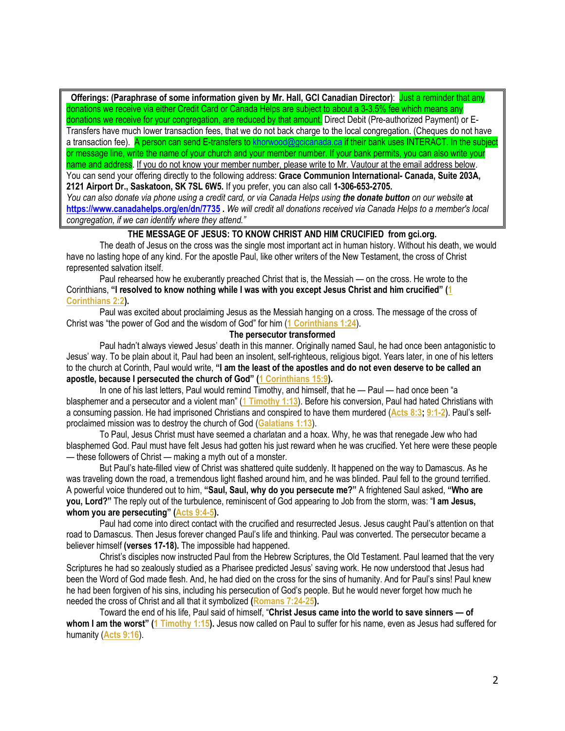**Offerings: (Paraphrase of some information given by Mr. Hall, GCI Canadian Director)**: Just a reminder that any donations we receive via either Credit Card or Canada Helps are subject to about a 3-3.5% fee which means any donations we receive for your congregation, are reduced by that amount. Direct Debit (Pre-authorized Payment) or E-Transfers have much lower transaction fees, that we do not back charge to the local congregation. (Cheques do not have a transaction fee). A person can send E-transfers to khorwood@gcicanada.ca if their bank uses INTERACT. In the subject or message line, write the name of your church and your member number. If your bank permits, you can also write your name and address. If you do not know your member number, please write to Mr. Vautour at the email address below. You can send your offering directly to the following address: **Grace Communion International- Canada, Suite 203A, 2121 Airport Dr., Saskatoon, SK 7SL 6W5.** If you prefer, you can also call **1-306-653-2705.**
*You can also donate via phone using a credit card, or via Canada Helps using* ***the donate button*** *on our website* **at https://www.canadahelps.org/en/dn/7735 .** *We will credit all donations received via Canada Helps to a member's local congregation, if we can identify where they attend."*

## THE MESSAGE OF JESUS: TO KNOW CHRIST AND HIM CRUCIFIED from gci.org.

The death of Jesus on the cross was the single most important act in human history. Without his death, we would have no lasting hope of any kind. For the apostle Paul, like other writers of the New Testament, the cross of Christ represented salvation itself.

Paul rehearsed how he exuberantly preached Christ that is, the Messiah — on the cross. He wrote to the Corinthians, **"I resolved to know nothing while I was with you except Jesus Christ and him crucified" (1 Corinthians 2:2).**

Paul was excited about proclaiming Jesus as the Messiah hanging on a cross. The message of the cross of Christ was "the power of God and the wisdom of God" for him (**1 Corinthians 1:24**).

### The persecutor transformed

Paul hadn't always viewed Jesus' death in this manner. Originally named Saul, he had once been antagonistic to Jesus' way. To be plain about it, Paul had been an insolent, self-righteous, religious bigot. Years later, in one of his letters to the church at Corinth, Paul would write, **"I am the least of the apostles and do not even deserve to be called an apostle, because I persecuted the church of God" (1 Corinthians 15:9).**

In one of his last letters, Paul would remind Timothy, and himself, that he — Paul — had once been "a blasphemer and a persecutor and a violent man" (**1 Timothy 1:13**). Before his conversion, Paul had hated Christians with a consuming passion. He had imprisoned Christians and conspired to have them murdered (**Acts 8:3**; **9:1-2**). Paul's self-proclaimed mission was to destroy the church of God (**Galatians 1:13**).

To Paul, Jesus Christ must have seemed a charlatan and a hoax. Why, he was that renegade Jew who had blasphemed God. Paul must have felt Jesus had gotten his just reward when he was crucified. Yet here were these people — these followers of Christ — making a myth out of a monster.

But Paul's hate-filled view of Christ was shattered quite suddenly. It happened on the way to Damascus. As he was traveling down the road, a tremendous light flashed around him, and he was blinded. Paul fell to the ground terrified. A powerful voice thundered out to him, **"Saul, Saul, why do you persecute me?"** A frightened Saul asked, **"Who are you, Lord?"** The reply out of the turbulence, reminiscent of God appearing to Job from the storm, was: "**I am Jesus, whom you are persecuting" (Acts 9:4-5).**

Paul had come into direct contact with the crucified and resurrected Jesus. Jesus caught Paul's attention on that road to Damascus. Then Jesus forever changed Paul's life and thinking. Paul was converted. The persecutor became a believer himself **(verses 17-18).** The impossible had happened.

Christ's disciples now instructed Paul from the Hebrew Scriptures, the Old Testament. Paul learned that the very Scriptures he had so zealously studied as a Pharisee predicted Jesus' saving work. He now understood that Jesus had been the Word of God made flesh. And, he had died on the cross for the sins of humanity. And for Paul's sins! Paul knew he had been forgiven of his sins, including his persecution of God's people. But he would never forget how much he needed the cross of Christ and all that it symbolized **(Romans 7:24-25).**

Toward the end of his life, Paul said of himself, "**Christ Jesus came into the world to save sinners — of whom I am the worst" (1 Timothy 1:15).** Jesus now called on Paul to suffer for his name, even as Jesus had suffered for humanity (**Acts 9:16**).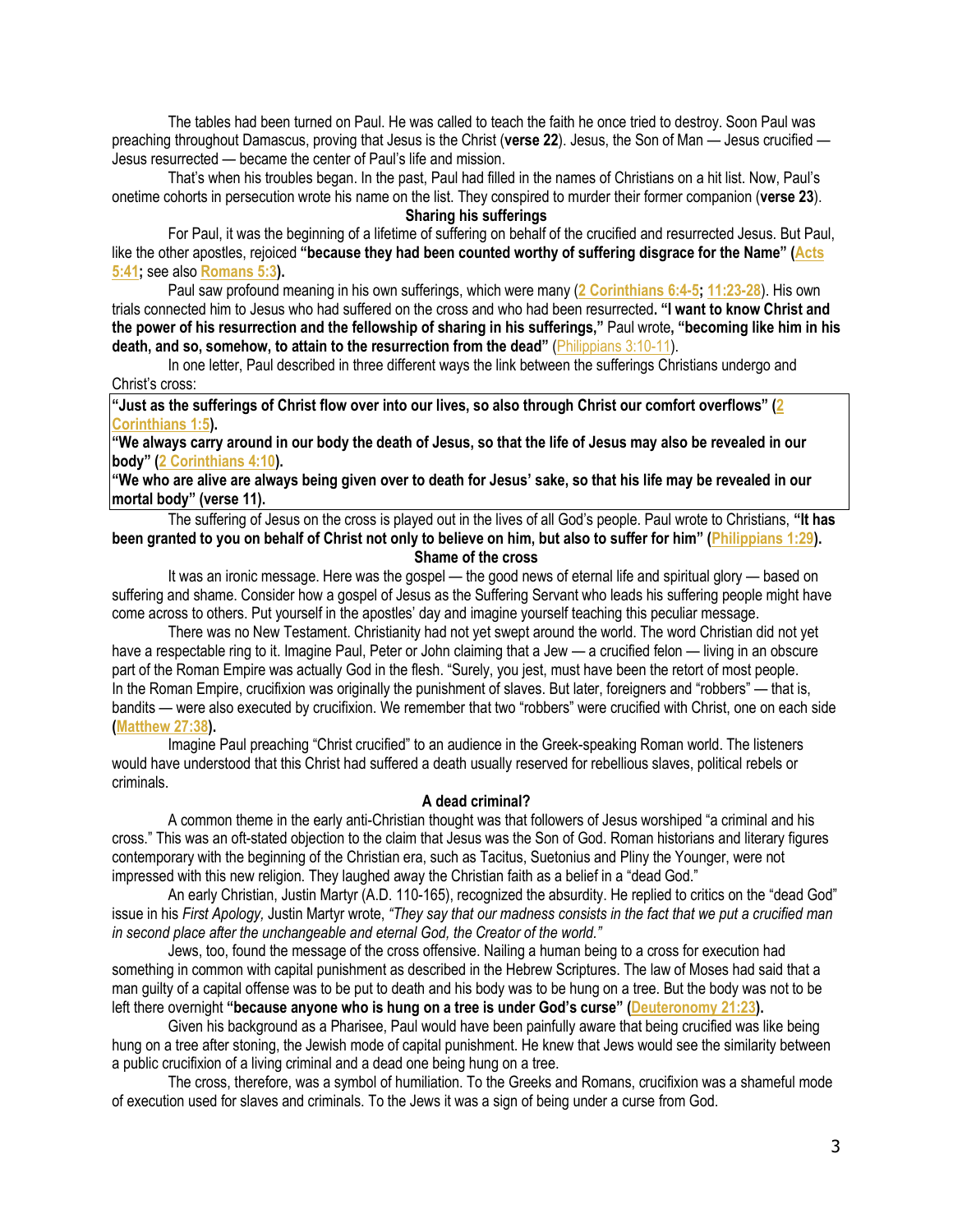The tables had been turned on Paul. He was called to teach the faith he once tried to destroy. Soon Paul was preaching throughout Damascus, proving that Jesus is the Christ (**verse 22**). Jesus, the Son of Man — Jesus crucified — Jesus resurrected — became the center of Paul's life and mission.

That's when his troubles began. In the past, Paul had filled in the names of Christians on a hit list. Now, Paul's onetime cohorts in persecution wrote his name on the list. They conspired to murder their former companion (**verse 23**).

### Sharing his sufferings

For Paul, it was the beginning of a lifetime of suffering on behalf of the crucified and resurrected Jesus. But Paul, like the other apostles, rejoiced **"because they had been counted worthy of suffering disgrace for the Name" (Acts 5:41; see also Romans 5:3).**

Paul saw profound meaning in his own sufferings, which were many (**2 Corinthians 6:4-5**; **11:23-28**). His own trials connected him to Jesus who had suffered on the cross and who had been resurrected**. "I want to know Christ and the power of his resurrection and the fellowship of sharing in his sufferings,"** Paul wrote**, "becoming like him in his death, and so, somehow, to attain to the resurrection from the dead"** (Philippians 3:10-11).

In one letter, Paul described in three different ways the link between the sufferings Christians undergo and Christ's cross:

**"Just as the sufferings of Christ flow over into our lives, so also through Christ our comfort overflows" (2 Corinthians 1:5).**

**"We always carry around in our body the death of Jesus, so that the life of Jesus may also be revealed in our body" (2 Corinthians 4:10).**

**"We who are alive are always being given over to death for Jesus' sake, so that his life may be revealed in our mortal body" (verse 11).**

The suffering of Jesus on the cross is played out in the lives of all God's people. Paul wrote to Christians, **"It has been granted to you on behalf of Christ not only to believe on him, but also to suffer for him" (Philippians 1:29).**

### Shame of the cross

It was an ironic message. Here was the gospel — the good news of eternal life and spiritual glory — based on suffering and shame. Consider how a gospel of Jesus as the Suffering Servant who leads his suffering people might have come across to others. Put yourself in the apostles' day and imagine yourself teaching this peculiar message.

There was no New Testament. Christianity had not yet swept around the world. The word Christian did not yet have a respectable ring to it. Imagine Paul, Peter or John claiming that a Jew — a crucified felon — living in an obscure part of the Roman Empire was actually God in the flesh. "Surely, you jest, must have been the retort of most people. In the Roman Empire, crucifixion was originally the punishment of slaves. But later, foreigners and "robbers" — that is, bandits — were also executed by crucifixion. We remember that two "robbers" were crucified with Christ, one on each side **(Matthew 27:38).**

Imagine Paul preaching "Christ crucified" to an audience in the Greek-speaking Roman world. The listeners would have understood that this Christ had suffered a death usually reserved for rebellious slaves, political rebels or criminals.

### A dead criminal?

A common theme in the early anti-Christian thought was that followers of Jesus worshiped "a criminal and his cross." This was an oft-stated objection to the claim that Jesus was the Son of God. Roman historians and literary figures contemporary with the beginning of the Christian era, such as Tacitus, Suetonius and Pliny the Younger, were not impressed with this new religion. They laughed away the Christian faith as a belief in a "dead God."

An early Christian, Justin Martyr (A.D. 110-165), recognized the absurdity. He replied to critics on the "dead God" issue in his *First Apology,* Justin Martyr wrote, *"They say that our madness consists in the fact that we put a crucified man in second place after the unchangeable and eternal God, the Creator of the world."*

Jews, too, found the message of the cross offensive. Nailing a human being to a cross for execution had something in common with capital punishment as described in the Hebrew Scriptures. The law of Moses had said that a man guilty of a capital offense was to be put to death and his body was to be hung on a tree. But the body was not to be left there overnight **"because anyone who is hung on a tree is under God's curse" (Deuteronomy 21:23).**

Given his background as a Pharisee, Paul would have been painfully aware that being crucified was like being hung on a tree after stoning, the Jewish mode of capital punishment. He knew that Jews would see the similarity between a public crucifixion of a living criminal and a dead one being hung on a tree.

The cross, therefore, was a symbol of humiliation. To the Greeks and Romans, crucifixion was a shameful mode of execution used for slaves and criminals. To the Jews it was a sign of being under a curse from God.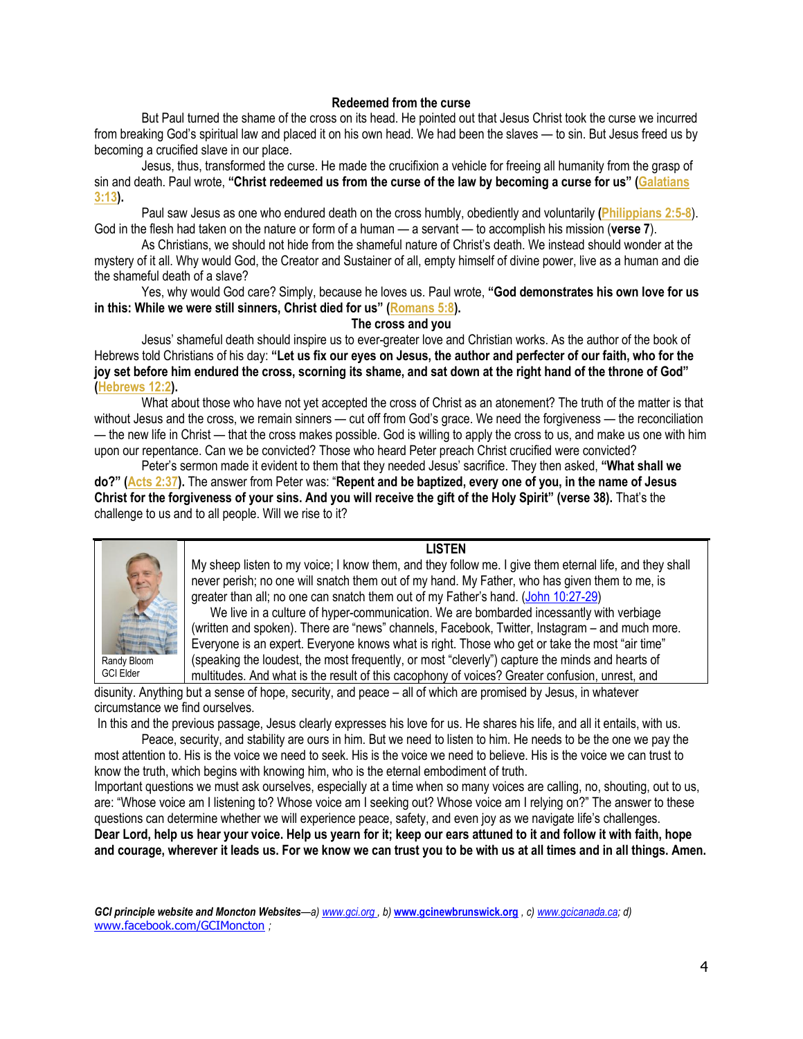### Redeemed from the curse

But Paul turned the shame of the cross on its head. He pointed out that Jesus Christ took the curse we incurred from breaking God's spiritual law and placed it on his own head. We had been the slaves — to sin. But Jesus freed us by becoming a crucified slave in our place.

Jesus, thus, transformed the curse. He made the crucifixion a vehicle for freeing all humanity from the grasp of sin and death. Paul wrote, **"Christ redeemed us from the curse of the law by becoming a curse for us" (Galatians 3:13).**

Paul saw Jesus as one who endured death on the cross humbly, obediently and voluntarily **(Philippians 2:5-8**). God in the flesh had taken on the nature or form of a human — a servant — to accomplish his mission (**verse 7**).

As Christians, we should not hide from the shameful nature of Christ's death. We instead should wonder at the mystery of it all. Why would God, the Creator and Sustainer of all, empty himself of divine power, live as a human and die the shameful death of a slave?

Yes, why would God care? Simply, because he loves us. Paul wrote, **"God demonstrates his own love for us in this: While we were still sinners, Christ died for us" (Romans 5:8).**

### The cross and you

Jesus' shameful death should inspire us to ever-greater love and Christian works. As the author of the book of Hebrews told Christians of his day: **"Let us fix our eyes on Jesus, the author and perfecter of our faith, who for the joy set before him endured the cross, scorning its shame, and sat down at the right hand of the throne of God" (Hebrews 12:2).**

What about those who have not yet accepted the cross of Christ as an atonement? The truth of the matter is that without Jesus and the cross, we remain sinners — cut off from God's grace. We need the forgiveness — the reconciliation — the new life in Christ — that the cross makes possible. God is willing to apply the cross to us, and make us one with him upon our repentance. Can we be convicted? Those who heard Peter preach Christ crucified were convicted?

Peter's sermon made it evident to them that they needed Jesus' sacrifice. They then asked, **"What shall we do?" (Acts 2:37).** The answer from Peter was: "**Repent and be baptized, every one of you, in the name of Jesus Christ for the forgiveness of your sins. And you will receive the gift of the Holy Spirit" (verse 38).** That's the challenge to us and to all people. Will we rise to it?

---

Randy Bloom
GCI Elder

### LISTEN

My sheep listen to my voice; I know them, and they follow me. I give them eternal life, and they shall never perish; no one will snatch them out of my hand. My Father, who has given them to me, is greater than all; no one can snatch them out of my Father's hand. (John 10:27-29)

We live in a culture of hyper-communication. We are bombarded incessantly with verbiage (written and spoken). There are "news" channels, Facebook, Twitter, Instagram – and much more. Everyone is an expert. Everyone knows what is right. Those who get or take the most "air time" (speaking the loudest, the most frequently, or most "cleverly") capture the minds and hearts of multitudes. And what is the result of this cacophony of voices? Greater confusion, unrest, and disunity. Anything but a sense of hope, security, and peace – all of which are promised by Jesus, in whatever circumstance we find ourselves.

In this and the previous passage, Jesus clearly expresses his love for us. He shares his life, and all it entails, with us.

Peace, security, and stability are ours in him. But we need to listen to him. He needs to be the one we pay the most attention to. His is the voice we need to seek. His is the voice we need to believe. His is the voice we can trust to know the truth, which begins with knowing him, who is the eternal embodiment of truth.

Important questions we must ask ourselves, especially at a time when so many voices are calling, no, shouting, out to us, are: "Whose voice am I listening to? Whose voice am I seeking out? Whose voice am I relying on?" The answer to these questions can determine whether we will experience peace, safety, and even joy as we navigate life's challenges.

**Dear Lord, help us hear your voice. Help us yearn for it; keep our ears attuned to it and follow it with faith, hope and courage, wherever it leads us. For we know we can trust you to be with us at all times and in all things. Amen.**

***GCI principle website and Moncton Websites**—a) www.gci.org , b) **www.gcinewbrunswick.org** , c) www.gcicanada.ca; d)* www.facebook.com/GCIMoncton ;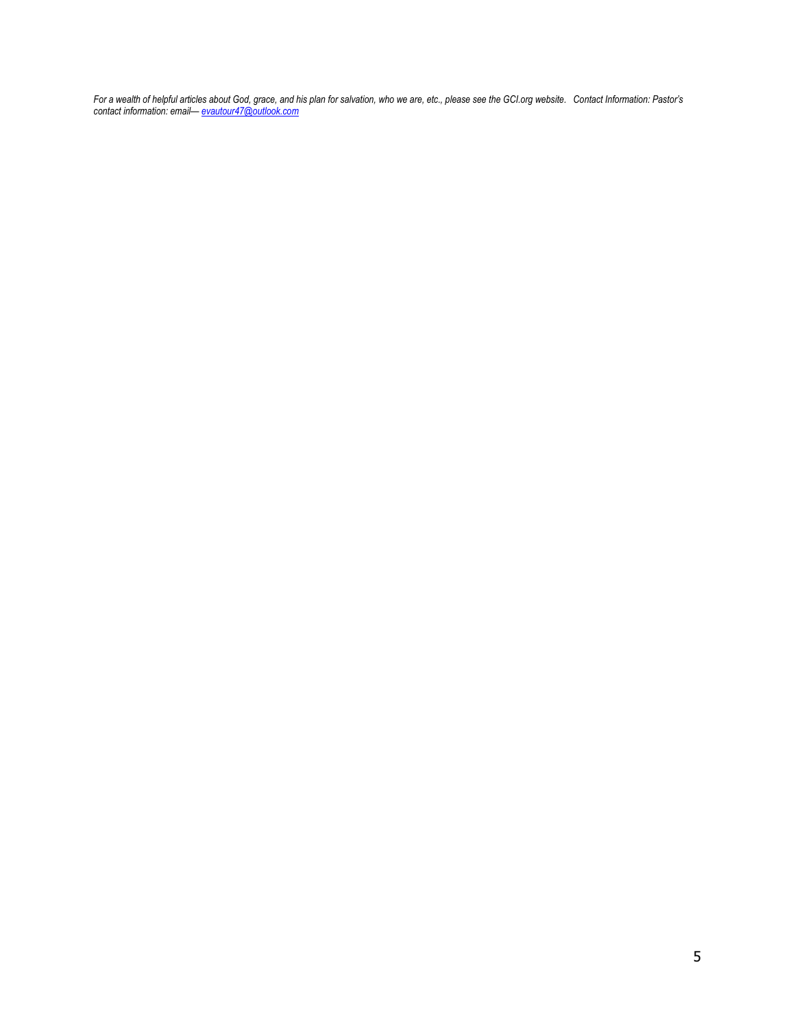*For a wealth of helpful articles about God, grace, and his plan for salvation, who we are, etc., please see the GCI.org website. Contact Information: Pastor's contact information: email— [evautour47@outlook.com](mailto:evautour47@outlook.com)*